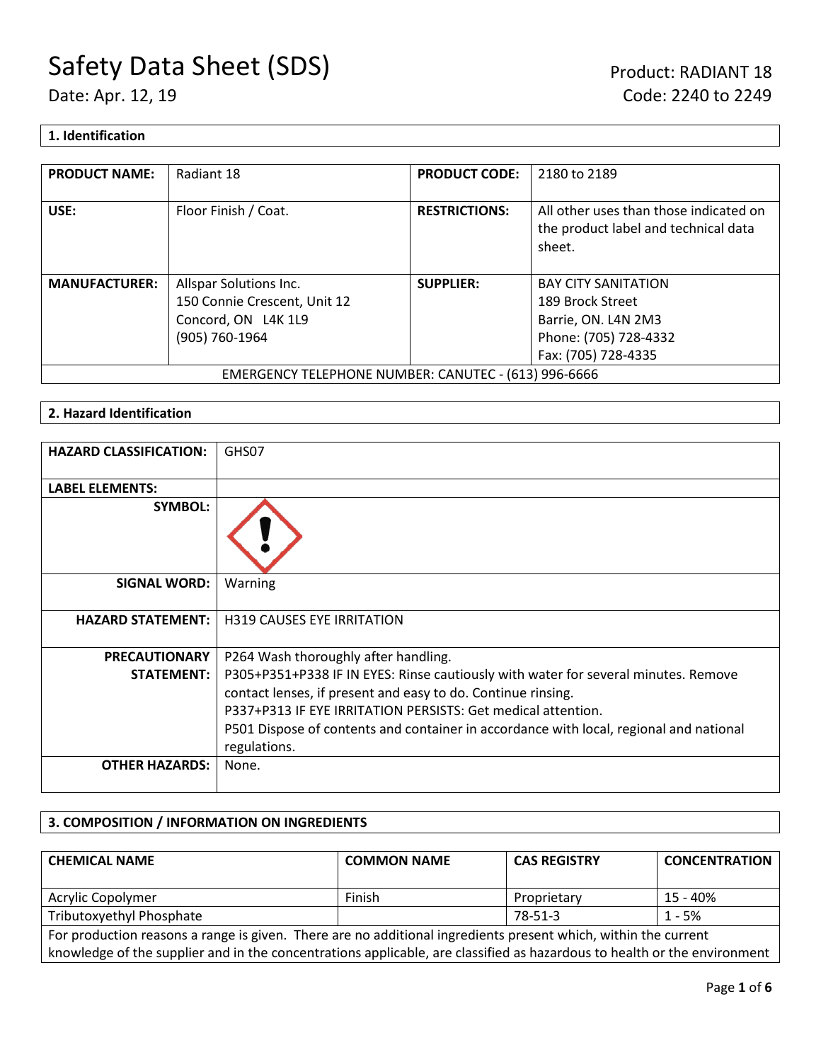# Safety Data Sheet (SDS)

Date: Apr. 12, 19

Product: RADIANT 18
Code: 2240 to 2249

## 1. Identification

| PRODUCT NAME: | Radiant 18 | PRODUCT CODE: | 2180 to 2189 |
|---|---|---|---|
| USE: | Floor Finish / Coat. | RESTRICTIONS: | All other uses than those indicated on the product label and technical data sheet. |
| MANUFACTURER: | Allspar Solutions Inc.<br>150 Connie Crescent, Unit 12<br>Concord, ON L4K 1L9<br>(905) 760-1964 | SUPPLIER: | BAY CITY SANITATION<br>189 Brock Street<br>Barrie, ON. L4N 2M3<br>Phone: (705) 728-4332<br>Fax: (705) 728-4335 |
| EMERGENCY TELEPHONE NUMBER: CANUTEC - (613) 996-6666 | | | |

## 2. Hazard Identification

| HAZARD CLASSIFICATION: | GHS07 |
|---|---|
| LABEL ELEMENTS: | |
| SYMBOL: | |
| SIGNAL WORD: | Warning |
| HAZARD STATEMENT: | H319 CAUSES EYE IRRITATION |
| PRECAUTIONARY STATEMENT: | P264 Wash thoroughly after handling.<br>P305+P351+P338 IF IN EYES: Rinse cautiously with water for several minutes. Remove contact lenses, if present and easy to do. Continue rinsing.<br>P337+P313 IF EYE IRRITATION PERSISTS: Get medical attention.<br>P501 Dispose of contents and container in accordance with local, regional and national regulations. |
| OTHER HAZARDS: | None. |

## 3. COMPOSITION / INFORMATION ON INGREDIENTS

| CHEMICAL NAME | COMMON NAME | CAS REGISTRY | CONCENTRATION |
|---|---|---|---|
| Acrylic Copolymer | Finish | Proprietary | 15 - 40% |
| Tributoxyethyl Phosphate | | 78-51-3 | 1 - 5% |
| For production reasons a range is given. There are no additional ingredients present which, within the current knowledge of the supplier and in the concentrations applicable, are classified as hazardous to health or the environment | | | |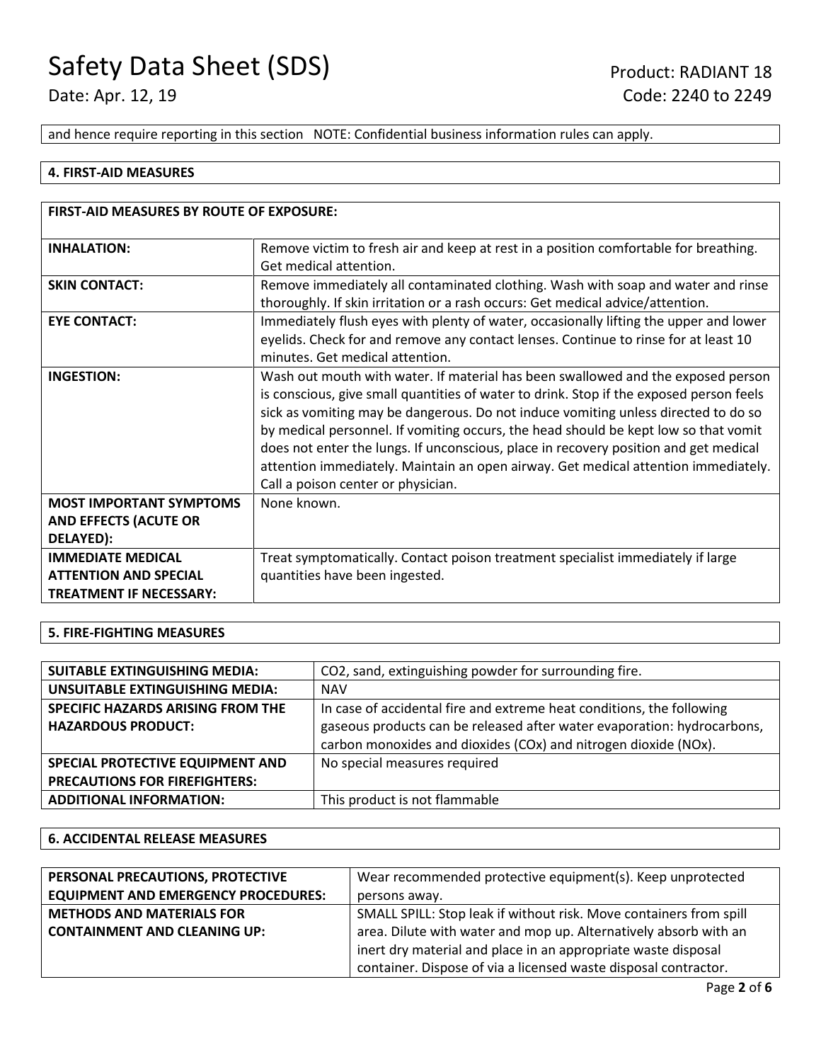and hence require reporting in this section NOTE: Confidential business information rules can apply.

## 4. FIRST-AID MEASURES

| FIRST-AID MEASURES BY ROUTE OF EXPOSURE: | |
|---|---|
| **INHALATION:** | Remove victim to fresh air and keep at rest in a position comfortable for breathing. Get medical attention. |
| **SKIN CONTACT:** | Remove immediately all contaminated clothing. Wash with soap and water and rinse thoroughly. If skin irritation or a rash occurs: Get medical advice/attention. |
| **EYE CONTACT:** | Immediately flush eyes with plenty of water, occasionally lifting the upper and lower eyelids. Check for and remove any contact lenses. Continue to rinse for at least 10 minutes. Get medical attention. |
| **INGESTION:** | Wash out mouth with water. If material has been swallowed and the exposed person is conscious, give small quantities of water to drink. Stop if the exposed person feels sick as vomiting may be dangerous. Do not induce vomiting unless directed to do so by medical personnel. If vomiting occurs, the head should be kept low so that vomit does not enter the lungs. If unconscious, place in recovery position and get medical attention immediately. Maintain an open airway. Get medical attention immediately. Call a poison center or physician. |
| **MOST IMPORTANT SYMPTOMS AND EFFECTS (ACUTE OR DELAYED):** | None known. |
| **IMMEDIATE MEDICAL ATTENTION AND SPECIAL TREATMENT IF NECESSARY:** | Treat symptomatically. Contact poison treatment specialist immediately if large quantities have been ingested. |

## 5. FIRE-FIGHTING MEASURES

| | |
|---|---|
| **SUITABLE EXTINGUISHING MEDIA:** | $CO_2$, sand, extinguishing powder for surrounding fire. |
| **UNSUITABLE EXTINGUISHING MEDIA:** | NAV |
| **SPECIFIC HAZARDS ARISING FROM THE HAZARDOUS PRODUCT:** | In case of accidental fire and extreme heat conditions, the following gaseous products can be released after water evaporation: hydrocarbons, carbon monoxides and dioxides ($CO_x$) and nitrogen dioxide ($NO_x$). |
| **SPECIAL PROTECTIVE EQUIPMENT AND PRECAUTIONS FOR FIREFIGHTERS:** | No special measures required |
| **ADDITIONAL INFORMATION:** | This product is not flammable |

## 6. ACCIDENTAL RELEASE MEASURES

| | |
|---|---|
| **PERSONAL PRECAUTIONS, PROTECTIVE EQUIPMENT AND EMERGENCY PROCEDURES:** | Wear recommended protective equipment(s). Keep unprotected persons away. |
| **METHODS AND MATERIALS FOR CONTAINMENT AND CLEANING UP:** | SMALL SPILL: Stop leak if without risk. Move containers from spill area. Dilute with water and mop up. Alternatively absorb with an inert dry material and place in an appropriate waste disposal container. Dispose of via a licensed waste disposal contractor. |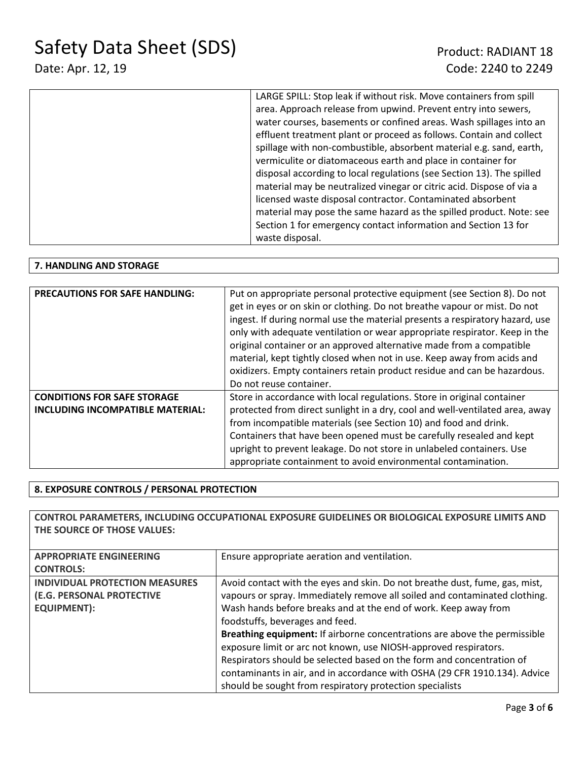| | |
|---|---|
| | LARGE SPILL: Stop leak if without risk. Move containers from spill area. Approach release from upwind. Prevent entry into sewers, water courses, basements or confined areas. Wash spillages into an effluent treatment plant or proceed as follows. Contain and collect spillage with non-combustible, absorbent material e.g. sand, earth, vermiculite or diatomaceous earth and place in container for disposal according to local regulations (see Section 13). The spilled material may be neutralized vinegar or citric acid. Dispose of via a licensed waste disposal contractor. Contaminated absorbent material may pose the same hazard as the spilled product. Note: see Section 1 for emergency contact information and Section 13 for waste disposal. |

## 7. HANDLING AND STORAGE

| | |
|---|---|
| **PRECAUTIONS FOR SAFE HANDLING:** | Put on appropriate personal protective equipment (see Section 8). Do not get in eyes or on skin or clothing. Do not breathe vapour or mist. Do not ingest. If during normal use the material presents a respiratory hazard, use only with adequate ventilation or wear appropriate respirator. Keep in the original container or an approved alternative made from a compatible material, kept tightly closed when not in use. Keep away from acids and oxidizers. Empty containers retain product residue and can be hazardous. Do not reuse container. |
| **CONDITIONS FOR SAFE STORAGE INCLUDING INCOMPATIBLE MATERIAL:** | Store in accordance with local regulations. Store in original container protected from direct sunlight in a dry, cool and well-ventilated area, away from incompatible materials (see Section 10) and food and drink. Containers that have been opened must be carefully resealed and kept upright to prevent leakage. Do not store in unlabeled containers. Use appropriate containment to avoid environmental contamination. |

## 8. EXPOSURE CONTROLS / PERSONAL PROTECTION

**CONTROL PARAMETERS, INCLUDING OCCUPATIONAL EXPOSURE GUIDELINES OR BIOLOGICAL EXPOSURE LIMITS AND THE SOURCE OF THOSE VALUES:**

| | |
|---|---|
| **APPROPRIATE ENGINEERING CONTROLS:** | Ensure appropriate aeration and ventilation. |
| **INDIVIDUAL PROTECTION MEASURES (E.G. PERSONAL PROTECTIVE EQUIPMENT):** | Avoid contact with the eyes and skin. Do not breathe dust, fume, gas, mist, vapours or spray. Immediately remove all soiled and contaminated clothing. Wash hands before breaks and at the end of work. Keep away from foodstuffs, beverages and feed.<br>**Breathing equipment:** If airborne concentrations are above the permissible exposure limit or arc not known, use NIOSH-approved respirators. Respirators should be selected based on the form and concentration of contaminants in air, and in accordance with OSHA (29 CFR 1910.134). Advice should be sought from respiratory protection specialists |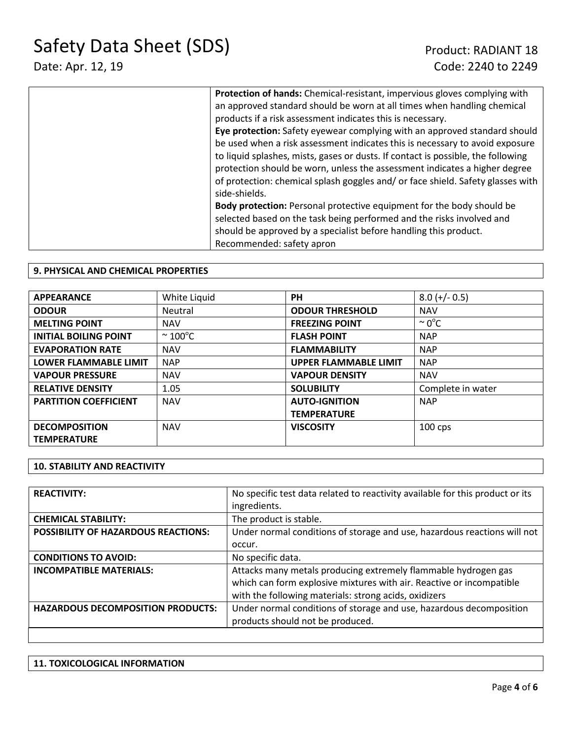| | |
|---|---|
| | **Protection of hands:** Chemical-resistant, impervious gloves complying with an approved standard should be worn at all times when handling chemical products if a risk assessment indicates this is necessary.<br>**Eye protection:** Safety eyewear complying with an approved standard should be used when a risk assessment indicates this is necessary to avoid exposure to liquid splashes, mists, gases or dusts. If contact is possible, the following protection should be worn, unless the assessment indicates a higher degree of protection: chemical splash goggles and/ or face shield. Safety glasses with side-shields.<br>**Body protection:** Personal protective equipment for the body should be selected based on the task being performed and the risks involved and should be approved by a specialist before handling this product.<br>Recommended: safety apron |

## 9. PHYSICAL AND CHEMICAL PROPERTIES

| **APPEARANCE** | White Liquid | **PH** | 8.0 (+/- 0.5) |
|---|---|---|---|
| **ODOUR** | Neutral | **ODOUR THRESHOLD** | NAV |
| **MELTING POINT** | NAV | **FREEZING POINT** | ~ 0°C |
| **INITIAL BOILING POINT** | ~ 100°C | **FLASH POINT** | NAP |
| **EVAPORATION RATE** | NAV | **FLAMMABILITY** | NAP |
| **LOWER FLAMMABLE LIMIT** | NAP | **UPPER FLAMMABLE LIMIT** | NAP |
| **VAPOUR PRESSURE** | NAV | **VAPOUR DENSITY** | NAV |
| **RELATIVE DENSITY** | 1.05 | **SOLUBILITY** | Complete in water |
| **PARTITION COEFFICIENT** | NAV | **AUTO-IGNITION TEMPERATURE** | NAP |
| **DECOMPOSITION TEMPERATURE** | NAV | **VISCOSITY** | 100 cps |

## 10. STABILITY AND REACTIVITY

| | |
|---|---|
| **REACTIVITY:** | No specific test data related to reactivity available for this product or its ingredients. |
| **CHEMICAL STABILITY:** | The product is stable. |
| **POSSIBILITY OF HAZARDOUS REACTIONS:** | Under normal conditions of storage and use, hazardous reactions will not occur. |
| **CONDITIONS TO AVOID:** | No specific data. |
| **INCOMPATIBLE MATERIALS:** | Attacks many metals producing extremely flammable hydrogen gas which can form explosive mixtures with air. Reactive or incompatible with the following materials: strong acids, oxidizers |
| **HAZARDOUS DECOMPOSITION PRODUCTS:** | Under normal conditions of storage and use, hazardous decomposition products should not be produced. |

## 11. TOXICOLOGICAL INFORMATION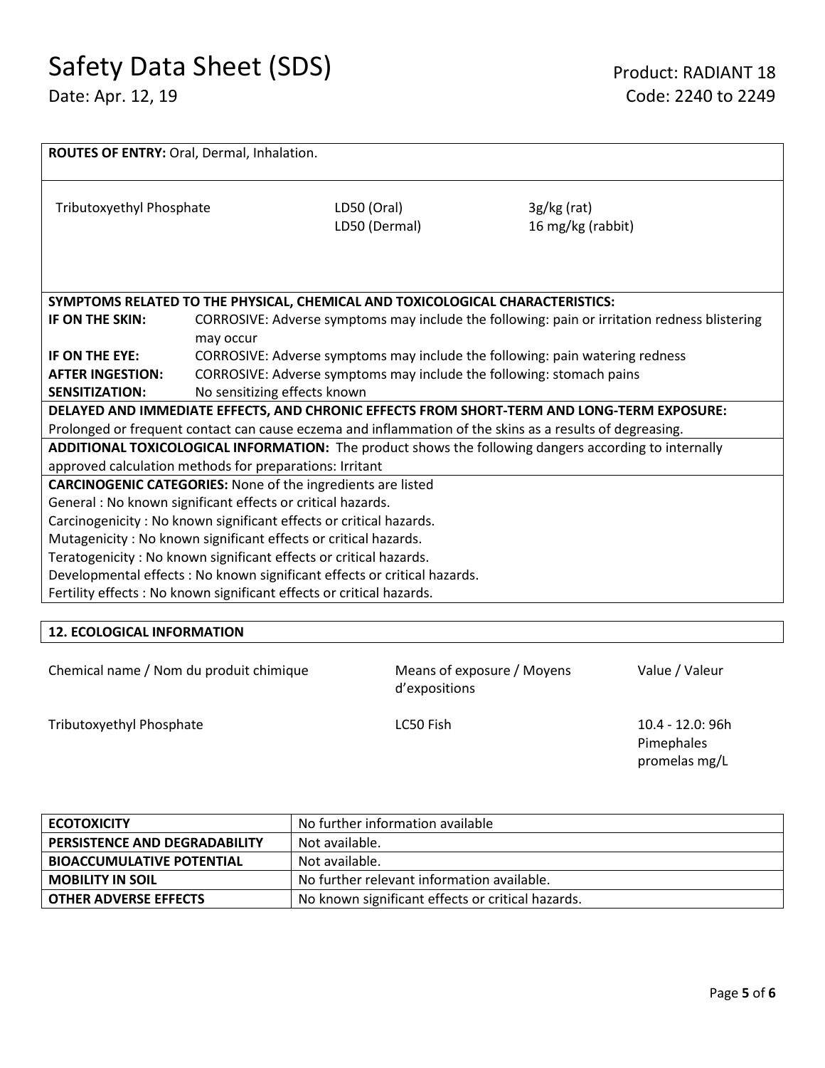**ROUTES OF ENTRY:** Oral, Dermal, Inhalation.

| | | |
|---|---|---|
| Tributoxyethyl Phosphate | LD50 (Oral)<br>LD50 (Dermal) | 3g/kg (rat)<br>16 mg/kg (rabbit) |

**SYMPTOMS RELATED TO THE PHYSICAL, CHEMICAL AND TOXICOLOGICAL CHARACTERISTICS:**

| | |
|---|---|
| **IF ON THE SKIN:** | CORROSIVE: Adverse symptoms may include the following: pain or irritation redness blistering may occur |
| **IF ON THE EYE:** | CORROSIVE: Adverse symptoms may include the following: pain watering redness |
| **AFTER INGESTION:** | CORROSIVE: Adverse symptoms may include the following: stomach pains |
| **SENSITIZATION:** | No sensitizing effects known |

**DELAYED AND IMMEDIATE EFFECTS, AND CHRONIC EFFECTS FROM SHORT-TERM AND LONG-TERM EXPOSURE:**
Prolonged or frequent contact can cause eczema and inflammation of the skins as a results of degreasing.

**ADDITIONAL TOXICOLOGICAL INFORMATION:** The product shows the following dangers according to internally approved calculation methods for preparations: Irritant

**CARCINOGENIC CATEGORIES:** None of the ingredients are listed
General : No known significant effects or critical hazards.
Carcinogenicity : No known significant effects or critical hazards.
Mutagenicity : No known significant effects or critical hazards.
Teratogenicity : No known significant effects or critical hazards.
Developmental effects : No known significant effects or critical hazards.
Fertility effects : No known significant effects or critical hazards.

## 12. ECOLOGICAL INFORMATION

| Chemical name / Nom du produit chimique | Means of exposure / Moyens d'expositions | Value / Valeur |
|---|---|---|
| Tributoxyethyl Phosphate | LC50 Fish | 10.4 - 12.0: 96h Pimephales promelas mg/L |

| | |
|---|---|
| **ECOTOXICITY** | No further information available |
| **PERSISTENCE AND DEGRADABILITY** | Not available. |
| **BIOACCUMULATIVE POTENTIAL** | Not available. |
| **MOBILITY IN SOIL** | No further relevant information available. |
| **OTHER ADVERSE EFFECTS** | No known significant effects or critical hazards. |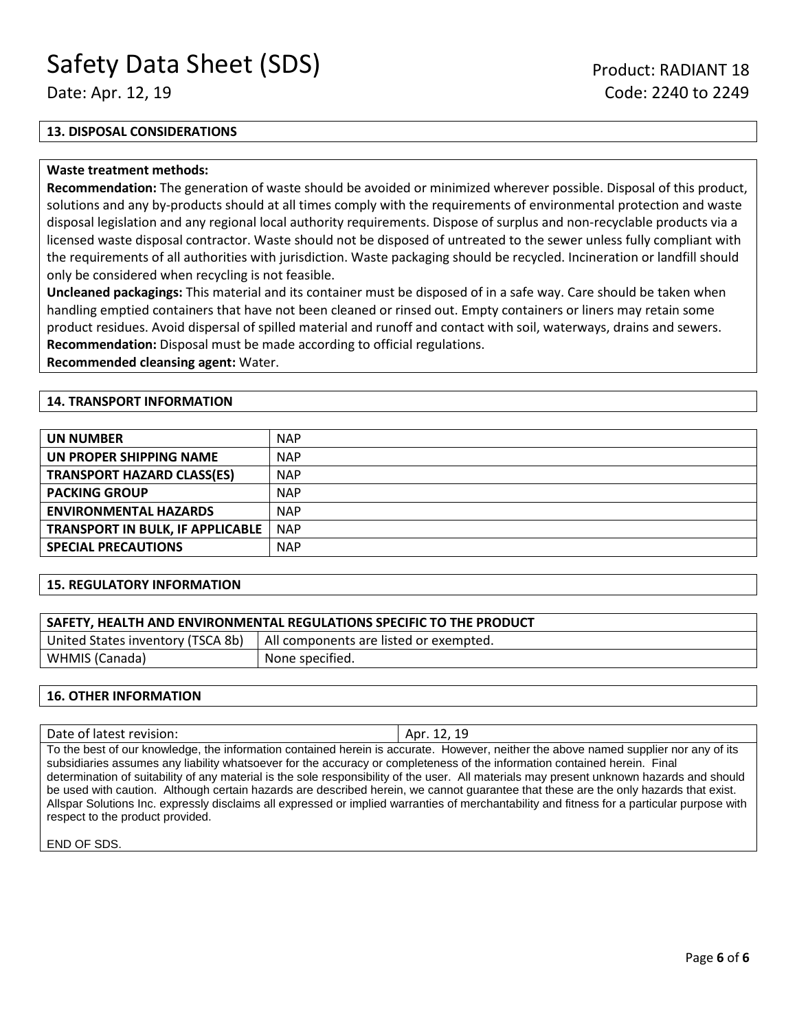## 13. DISPOSAL CONSIDERATIONS

**Waste treatment methods:**

**Recommendation:** The generation of waste should be avoided or minimized wherever possible. Disposal of this product, solutions and any by-products should at all times comply with the requirements of environmental protection and waste disposal legislation and any regional local authority requirements. Dispose of surplus and non-recyclable products via a licensed waste disposal contractor. Waste should not be disposed of untreated to the sewer unless fully compliant with the requirements of all authorities with jurisdiction. Waste packaging should be recycled. Incineration or landfill should only be considered when recycling is not feasible.

**Uncleaned packagings:** This material and its container must be disposed of in a safe way. Care should be taken when handling emptied containers that have not been cleaned or rinsed out. Empty containers or liners may retain some product residues. Avoid dispersal of spilled material and runoff and contact with soil, waterways, drains and sewers.

**Recommendation:** Disposal must be made according to official regulations.

**Recommended cleansing agent:** Water.

## 14. TRANSPORT INFORMATION

| | |
|---|---|
| **UN NUMBER** | NAP |
| **UN PROPER SHIPPING NAME** | NAP |
| **TRANSPORT HAZARD CLASS(ES)** | NAP |
| **PACKING GROUP** | NAP |
| **ENVIRONMENTAL HAZARDS** | NAP |
| **TRANSPORT IN BULK, IF APPLICABLE** | NAP |
| **SPECIAL PRECAUTIONS** | NAP |

## 15. REGULATORY INFORMATION

| **SAFETY, HEALTH AND ENVIRONMENTAL REGULATIONS SPECIFIC TO THE PRODUCT** | |
|---|---|
| United States inventory (TSCA 8b) | All components are listed or exempted. |
| WHMIS (Canada) | None specified. |

## 16. OTHER INFORMATION

| | |
|---|---|
| Date of latest revision: | Apr. 12, 19 |

To the best of our knowledge, the information contained herein is accurate. However, neither the above named supplier nor any of its subsidiaries assumes any liability whatsoever for the accuracy or completeness of the information contained herein. Final determination of suitability of any material is the sole responsibility of the user. All materials may present unknown hazards and should be used with caution. Although certain hazards are described herein, we cannot guarantee that these are the only hazards that exist. Allspar Solutions Inc. expressly disclaims all expressed or implied warranties of merchantability and fitness for a particular purpose with respect to the product provided.

END OF SDS.